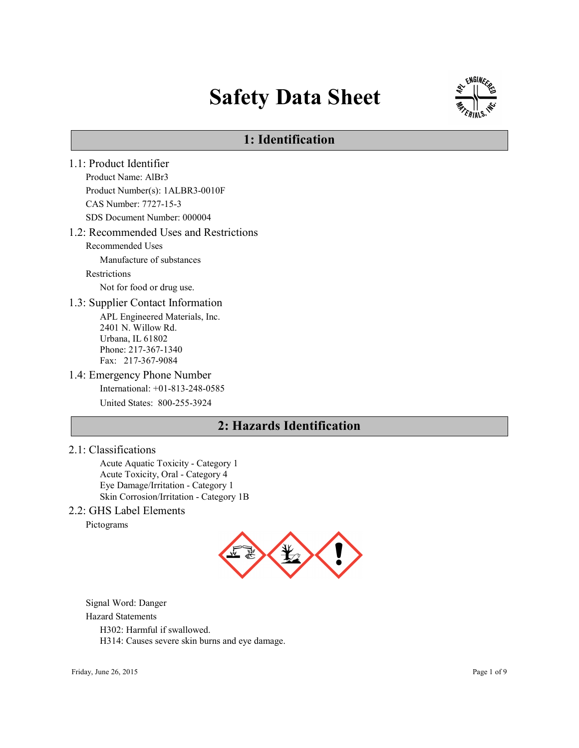# Safety Data Sheet

## 1: Identification

### 1.1: Product Identifier

Product Name: AlBr3

Product Number(s): 1ALBR3-0010F

CAS Number: 7727-15-3

SDS Document Number: 000004

### 1.2: Recommended Uses and Restrictions

Recommended Uses

Manufacture of substances

Restrictions

Not for food or drug use.

### 1.3: Supplier Contact Information

APL Engineered Materials, Inc.
2401 N. Willow Rd.
Urbana, IL 61802
Phone: 217-367-1340
Fax: 217-367-9084

### 1.4: Emergency Phone Number

International: +01-813-248-0585

United States: 800-255-3924

## 2: Hazards Identification

### 2.1: Classifications

Acute Aquatic Toxicity - Category 1
Acute Toxicity, Oral - Category 4
Eye Damage/Irritation - Category 1
Skin Corrosion/Irritation - Category 1B

### 2.2: GHS Label Elements

Pictograms

Signal Word: Danger

Hazard Statements

H302: Harmful if swallowed.
H314: Causes severe skin burns and eye damage.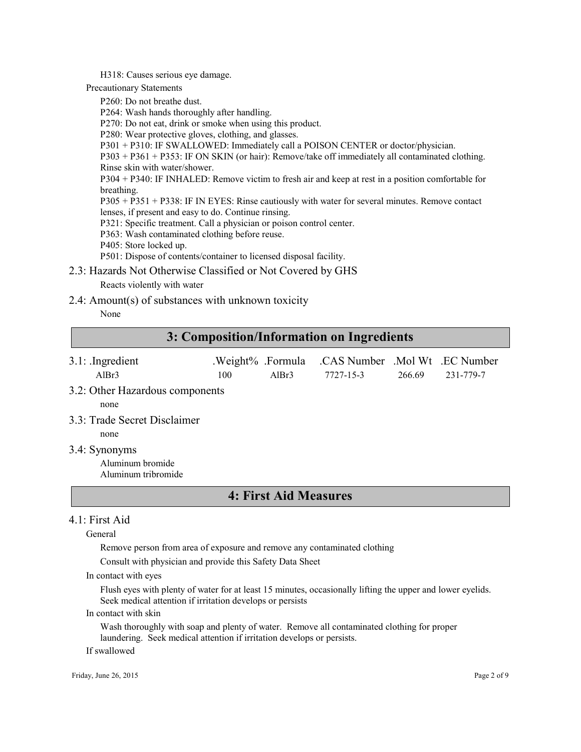H318: Causes serious eye damage.

Precautionary Statements

P260: Do not breathe dust.
P264: Wash hands thoroughly after handling.
P270: Do not eat, drink or smoke when using this product.
P280: Wear protective gloves, clothing, and glasses.
P301 + P310: IF SWALLOWED: Immediately call a POISON CENTER or doctor/physician.
P303 + P361 + P353: IF ON SKIN (or hair): Remove/take off immediately all contaminated clothing. Rinse skin with water/shower.
P304 + P340: IF INHALED: Remove victim to fresh air and keep at rest in a position comfortable for breathing.
P305 + P351 + P338: IF IN EYES: Rinse cautiously with water for several minutes. Remove contact lenses, if present and easy to do. Continue rinsing.
P321: Specific treatment. Call a physician or poison control center.
P363: Wash contaminated clothing before reuse.
P405: Store locked up.
P501: Dispose of contents/container to licensed disposal facility.

### 2.3: Hazards Not Otherwise Classified or Not Covered by GHS

Reacts violently with water

### 2.4: Amount(s) of substances with unknown toxicity

None

## 3: Composition/Information on Ingredients

### 3.1: .Ingredient

| .Ingredient | .Weight% | .Formula | .CAS Number | .Mol Wt | .EC Number |
|---|---|---|---|---|---|
| $AlBr_3$ | 100 | $AlBr_3$ | 7727-15-3 | 266.69 | 231-779-7 |

### 3.2: Other Hazardous components

none

### 3.3: Trade Secret Disclaimer

none

### 3.4: Synonyms

Aluminum bromide
Aluminum tribromide

## 4: First Aid Measures

### 4.1: First Aid

General

Remove person from area of exposure and remove any contaminated clothing

Consult with physician and provide this Safety Data Sheet

In contact with eyes

Flush eyes with plenty of water for at least 15 minutes, occasionally lifting the upper and lower eyelids. Seek medical attention if irritation develops or persists

In contact with skin

Wash thoroughly with soap and plenty of water. Remove all contaminated clothing for proper laundering. Seek medical attention if irritation develops or persists.

If swallowed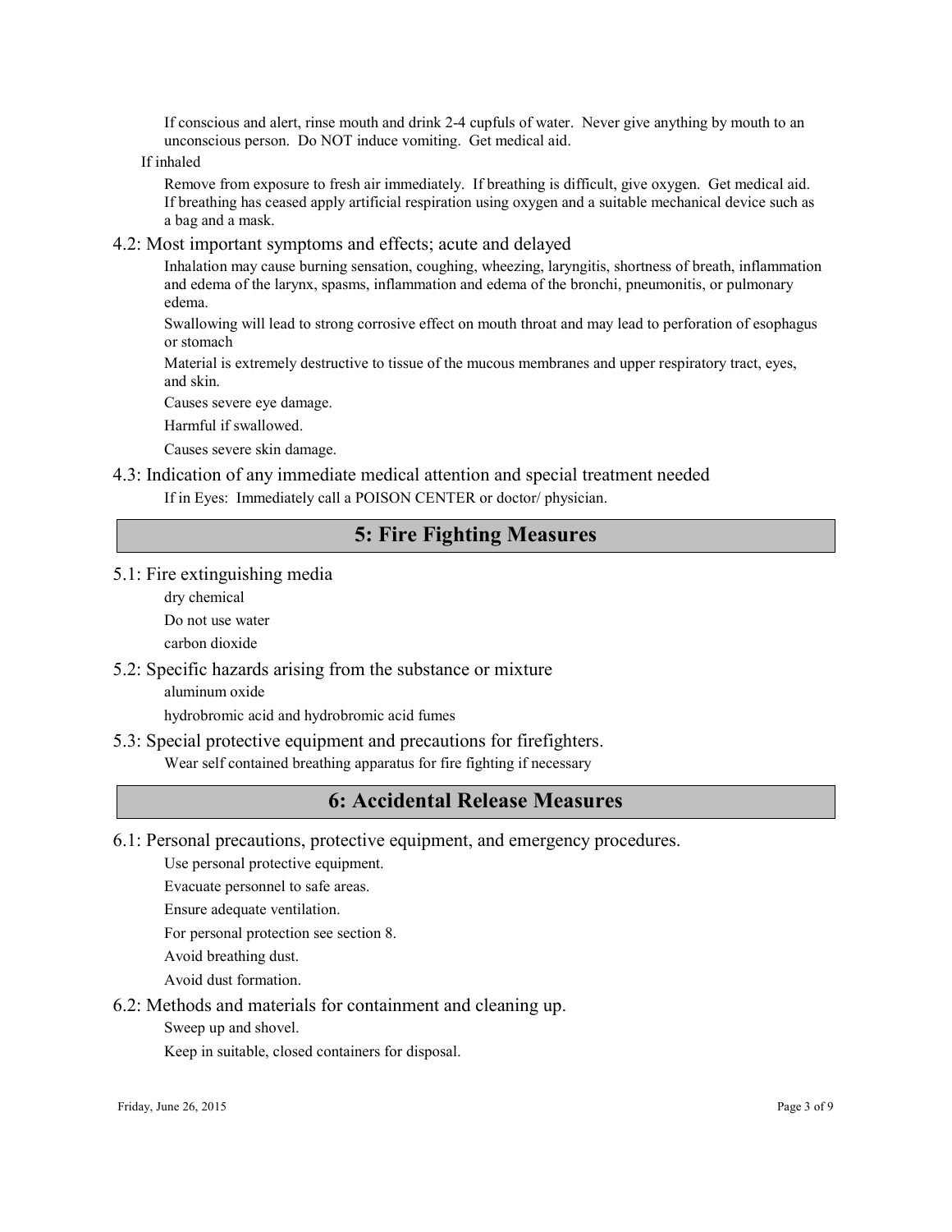If conscious and alert, rinse mouth and drink 2-4 cupfuls of water. Never give anything by mouth to an unconscious person. Do NOT induce vomiting. Get medical aid.

If inhaled

Remove from exposure to fresh air immediately. If breathing is difficult, give oxygen. Get medical aid. If breathing has ceased apply artificial respiration using oxygen and a suitable mechanical device such as a bag and a mask.

### 4.2: Most important symptoms and effects; acute and delayed

Inhalation may cause burning sensation, coughing, wheezing, laryngitis, shortness of breath, inflammation and edema of the larynx, spasms, inflammation and edema of the bronchi, pneumonitis, or pulmonary edema.

Swallowing will lead to strong corrosive effect on mouth throat and may lead to perforation of esophagus or stomach

Material is extremely destructive to tissue of the mucous membranes and upper respiratory tract, eyes, and skin.

Causes severe eye damage.

Harmful if swallowed.

Causes severe skin damage.

### 4.3: Indication of any immediate medical attention and special treatment needed

If in Eyes: Immediately call a POISON CENTER or doctor/ physician.

## 5: Fire Fighting Measures

### 5.1: Fire extinguishing media

dry chemical

Do not use water

carbon dioxide

### 5.2: Specific hazards arising from the substance or mixture

aluminum oxide

hydrobromic acid and hydrobromic acid fumes

### 5.3: Special protective equipment and precautions for firefighters.

Wear self contained breathing apparatus for fire fighting if necessary

## 6: Accidental Release Measures

### 6.1: Personal precautions, protective equipment, and emergency procedures.

Use personal protective equipment.

Evacuate personnel to safe areas.

Ensure adequate ventilation.

For personal protection see section 8.

Avoid breathing dust.

Avoid dust formation.

### 6.2: Methods and materials for containment and cleaning up.

Sweep up and shovel.

Keep in suitable, closed containers for disposal.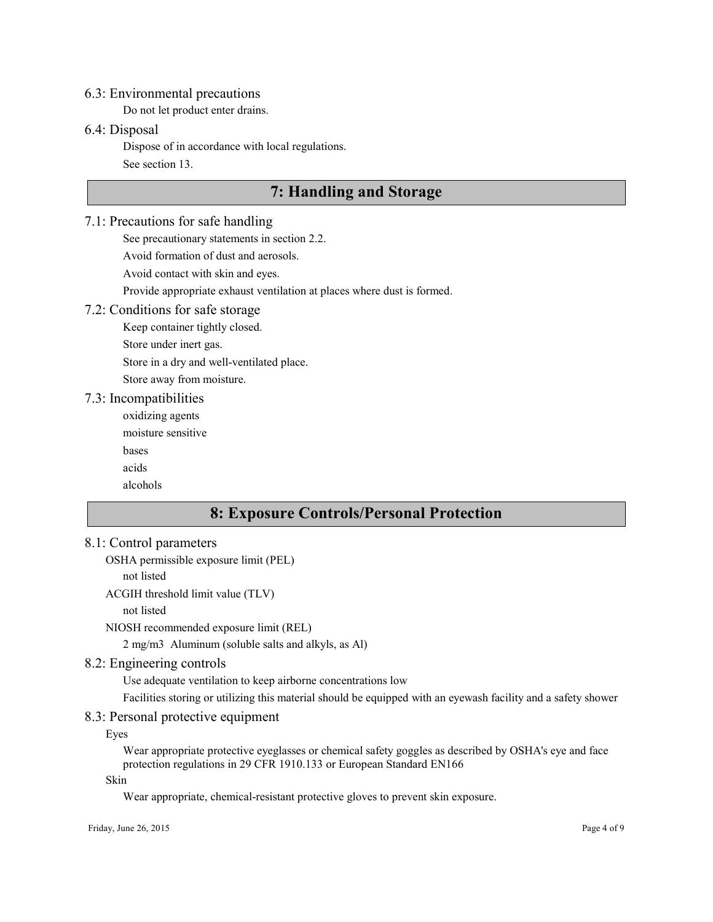### 6.3: Environmental precautions

Do not let product enter drains.

### 6.4: Disposal

Dispose of in accordance with local regulations.

See section 13.

## 7: Handling and Storage

### 7.1: Precautions for safe handling

See precautionary statements in section 2.2.

Avoid formation of dust and aerosols.

Avoid contact with skin and eyes.

Provide appropriate exhaust ventilation at places where dust is formed.

### 7.2: Conditions for safe storage

Keep container tightly closed.

Store under inert gas.

Store in a dry and well-ventilated place.

Store away from moisture.

### 7.3: Incompatibilities

oxidizing agents

moisture sensitive

bases

acids

alcohols

## 8: Exposure Controls/Personal Protection

### 8.1: Control parameters

OSHA permissible exposure limit (PEL)

not listed

ACGIH threshold limit value (TLV)

not listed

NIOSH recommended exposure limit (REL)

2 mg/m3 Aluminum (soluble salts and alkyls, as Al)

### 8.2: Engineering controls

Use adequate ventilation to keep airborne concentrations low

Facilities storing or utilizing this material should be equipped with an eyewash facility and a safety shower

### 8.3: Personal protective equipment

Eyes

Wear appropriate protective eyeglasses or chemical safety goggles as described by OSHA's eye and face protection regulations in 29 CFR 1910.133 or European Standard EN166

Skin

Wear appropriate, chemical-resistant protective gloves to prevent skin exposure.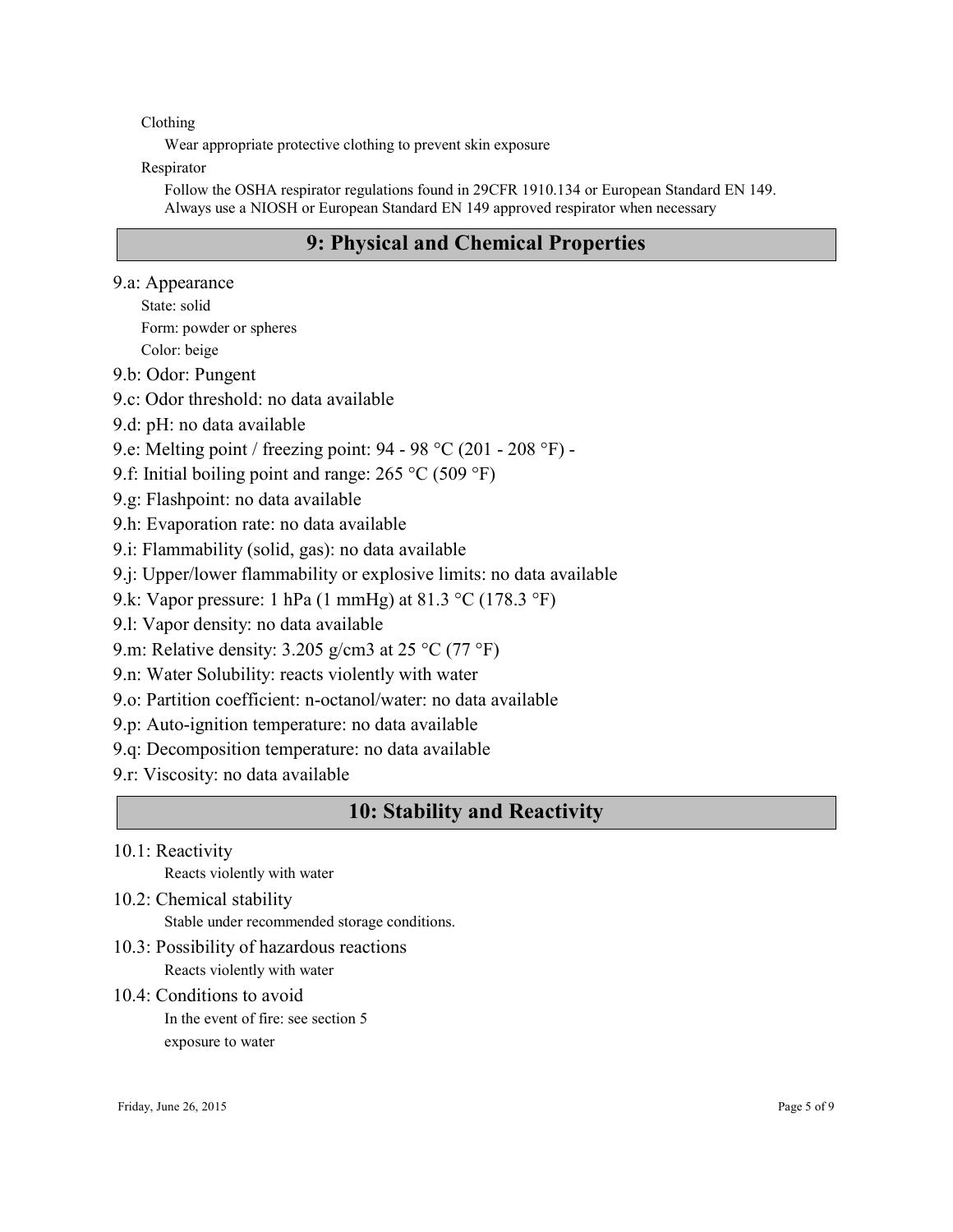Clothing

Wear appropriate protective clothing to prevent skin exposure

Respirator

Follow the OSHA respirator regulations found in 29CFR 1910.134 or European Standard EN 149. Always use a NIOSH or European Standard EN 149 approved respirator when necessary

## 9: Physical and Chemical Properties

9.a: Appearance

State: solid

Form: powder or spheres

Color: beige

9.b: Odor: Pungent

9.c: Odor threshold: no data available

9.d: pH: no data available

9.e: Melting point / freezing point: 94 - 98 °C (201 - 208 °F) -

9.f: Initial boiling point and range: 265 °C (509 °F)

9.g: Flashpoint: no data available

9.h: Evaporation rate: no data available

9.i: Flammability (solid, gas): no data available

9.j: Upper/lower flammability or explosive limits: no data available

9.k: Vapor pressure: 1 hPa (1 mmHg) at 81.3 °C (178.3 °F)

9.l: Vapor density: no data available

9.m: Relative density: 3.205 g/cm3 at 25 °C (77 °F)

9.n: Water Solubility: reacts violently with water

9.o: Partition coefficient: n-octanol/water: no data available

9.p: Auto-ignition temperature: no data available

9.q: Decomposition temperature: no data available

9.r: Viscosity: no data available

## 10: Stability and Reactivity

10.1: Reactivity

Reacts violently with water

10.2: Chemical stability

Stable under recommended storage conditions.

10.3: Possibility of hazardous reactions

Reacts violently with water

10.4: Conditions to avoid

In the event of fire: see section 5

exposure to water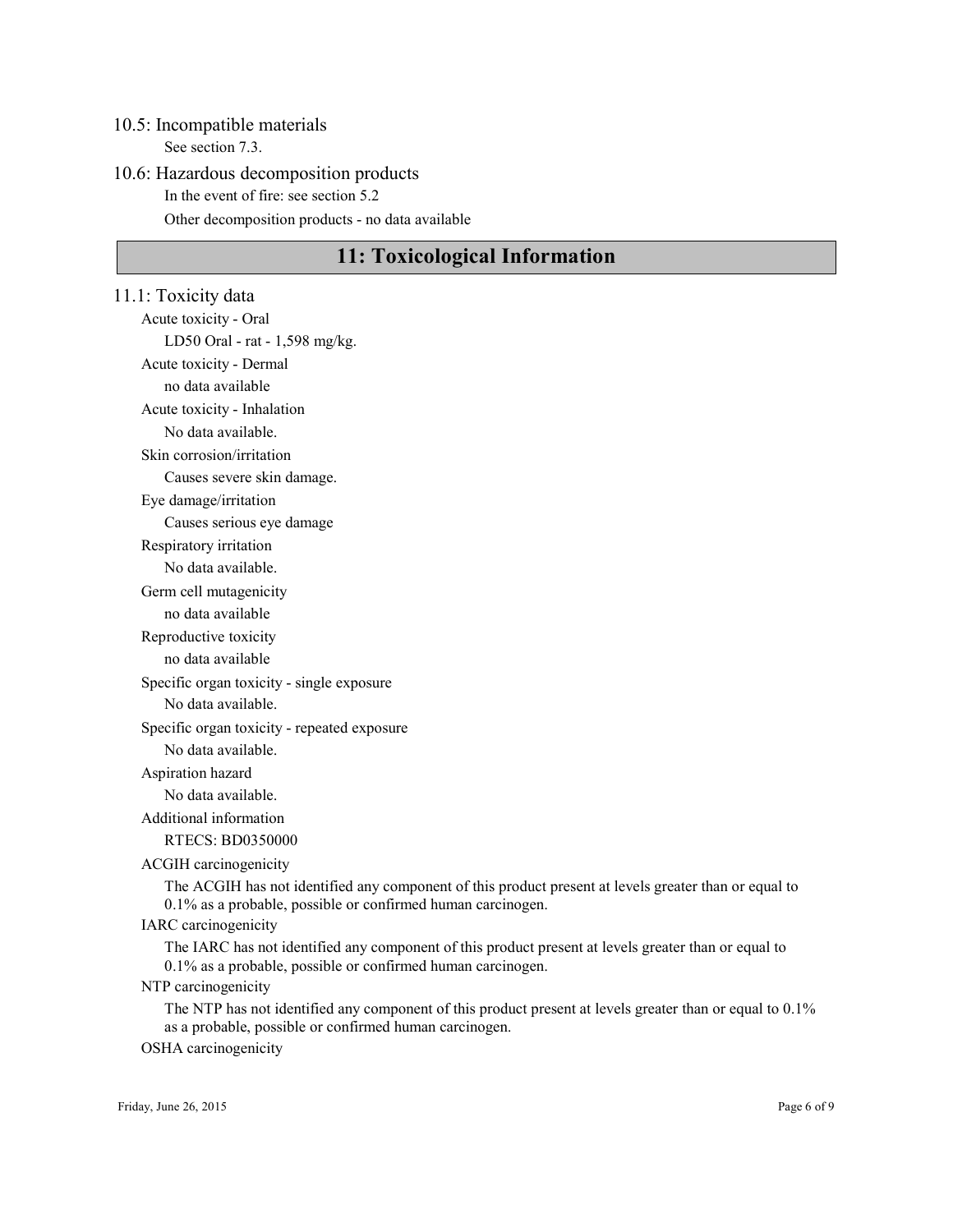### 10.5: Incompatible materials

See section 7.3.

### 10.6: Hazardous decomposition products

In the event of fire: see section 5.2

Other decomposition products - no data available

## 11: Toxicological Information

### 11.1: Toxicity data

Acute toxicity - Oral

LD50 Oral - rat - 1,598 mg/kg.

Acute toxicity - Dermal

no data available

Acute toxicity - Inhalation

No data available.

Skin corrosion/irritation

Causes severe skin damage.

Eye damage/irritation

Causes serious eye damage

Respiratory irritation

No data available.

Germ cell mutagenicity

no data available

Reproductive toxicity

no data available

Specific organ toxicity - single exposure

No data available.

Specific organ toxicity - repeated exposure

No data available.

Aspiration hazard

No data available.

Additional information

RTECS: BD0350000

ACGIH carcinogenicity

The ACGIH has not identified any component of this product present at levels greater than or equal to 0.1% as a probable, possible or confirmed human carcinogen.

IARC carcinogenicity

The IARC has not identified any component of this product present at levels greater than or equal to 0.1% as a probable, possible or confirmed human carcinogen.

NTP carcinogenicity

The NTP has not identified any component of this product present at levels greater than or equal to 0.1% as a probable, possible or confirmed human carcinogen.

OSHA carcinogenicity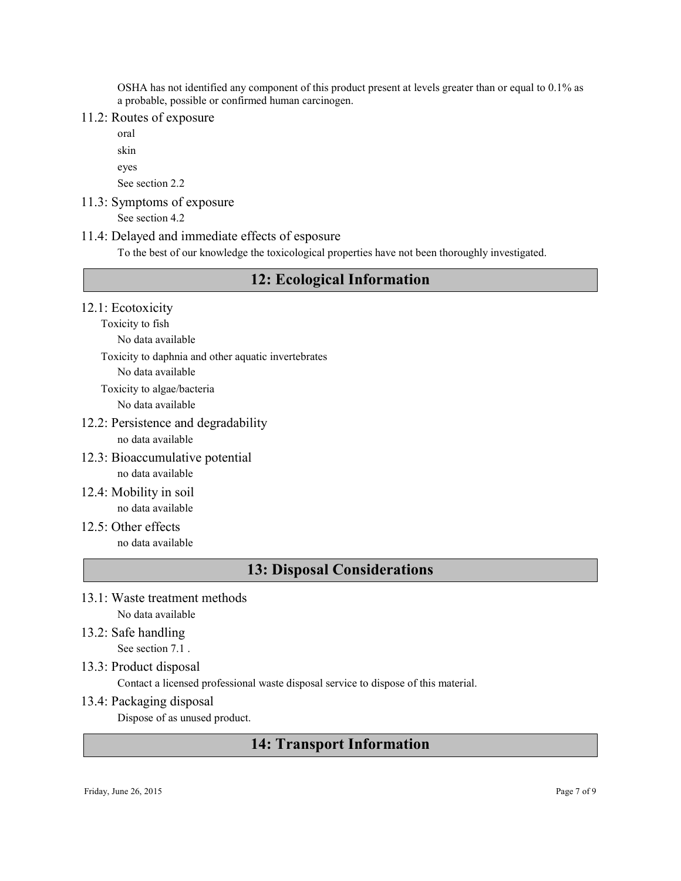OSHA has not identified any component of this product present at levels greater than or equal to 0.1% as a probable, possible or confirmed human carcinogen.

### 11.2: Routes of exposure

oral

skin

eyes

See section 2.2

### 11.3: Symptoms of exposure

See section 4.2

### 11.4: Delayed and immediate effects of esposure

To the best of our knowledge the toxicological properties have not been thoroughly investigated.

## 12: Ecological Information

### 12.1: Ecotoxicity

Toxicity to fish

No data available

Toxicity to daphnia and other aquatic invertebrates

No data available

Toxicity to algae/bacteria

No data available

### 12.2: Persistence and degradability

no data available

### 12.3: Bioaccumulative potential

no data available

### 12.4: Mobility in soil

no data available

### 12.5: Other effects

no data available

## 13: Disposal Considerations

### 13.1: Waste treatment methods

No data available

### 13.2: Safe handling

See section 7.1 .

### 13.3: Product disposal

Contact a licensed professional waste disposal service to dispose of this material.

### 13.4: Packaging disposal

Dispose of as unused product.

## 14: Transport Information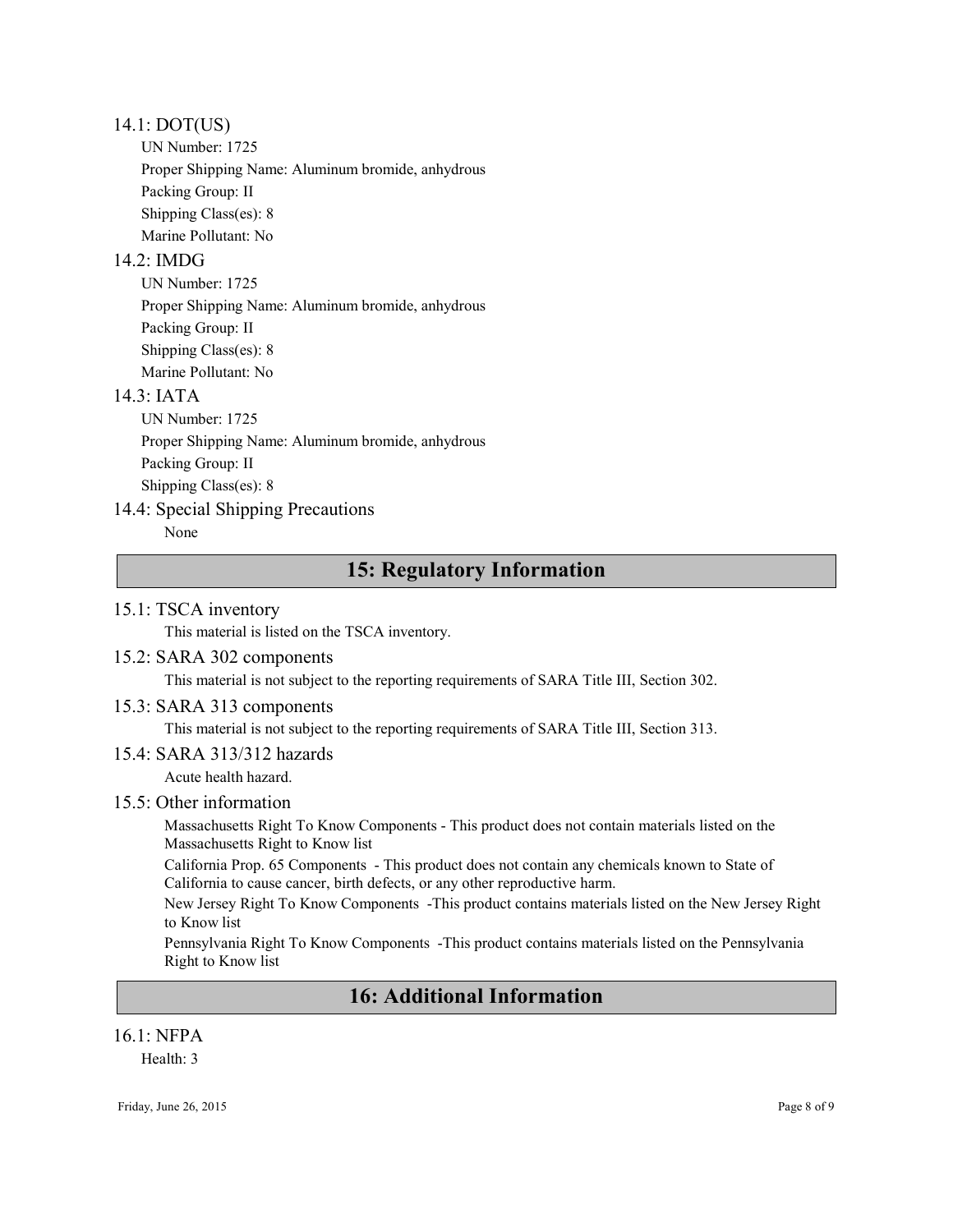### 14.1: DOT(US)

UN Number: 1725

Proper Shipping Name: Aluminum bromide, anhydrous

Packing Group: II

Shipping Class(es): 8

Marine Pollutant: No

### 14.2: IMDG

UN Number: 1725

Proper Shipping Name: Aluminum bromide, anhydrous

Packing Group: II

Shipping Class(es): 8

Marine Pollutant: No

### 14.3: IATA

UN Number: 1725

Proper Shipping Name: Aluminum bromide, anhydrous

Packing Group: II

Shipping Class(es): 8

### 14.4: Special Shipping Precautions

None

## 15: Regulatory Information

### 15.1: TSCA inventory

This material is listed on the TSCA inventory.

### 15.2: SARA 302 components

This material is not subject to the reporting requirements of SARA Title III, Section 302.

### 15.3: SARA 313 components

This material is not subject to the reporting requirements of SARA Title III, Section 313.

### 15.4: SARA 313/312 hazards

Acute health hazard.

### 15.5: Other information

Massachusetts Right To Know Components - This product does not contain materials listed on the Massachusetts Right to Know list

California Prop. 65 Components - This product does not contain any chemicals known to State of California to cause cancer, birth defects, or any other reproductive harm.

New Jersey Right To Know Components -This product contains materials listed on the New Jersey Right to Know list

Pennsylvania Right To Know Components -This product contains materials listed on the Pennsylvania Right to Know list

## 16: Additional Information

### 16.1: NFPA

Health: 3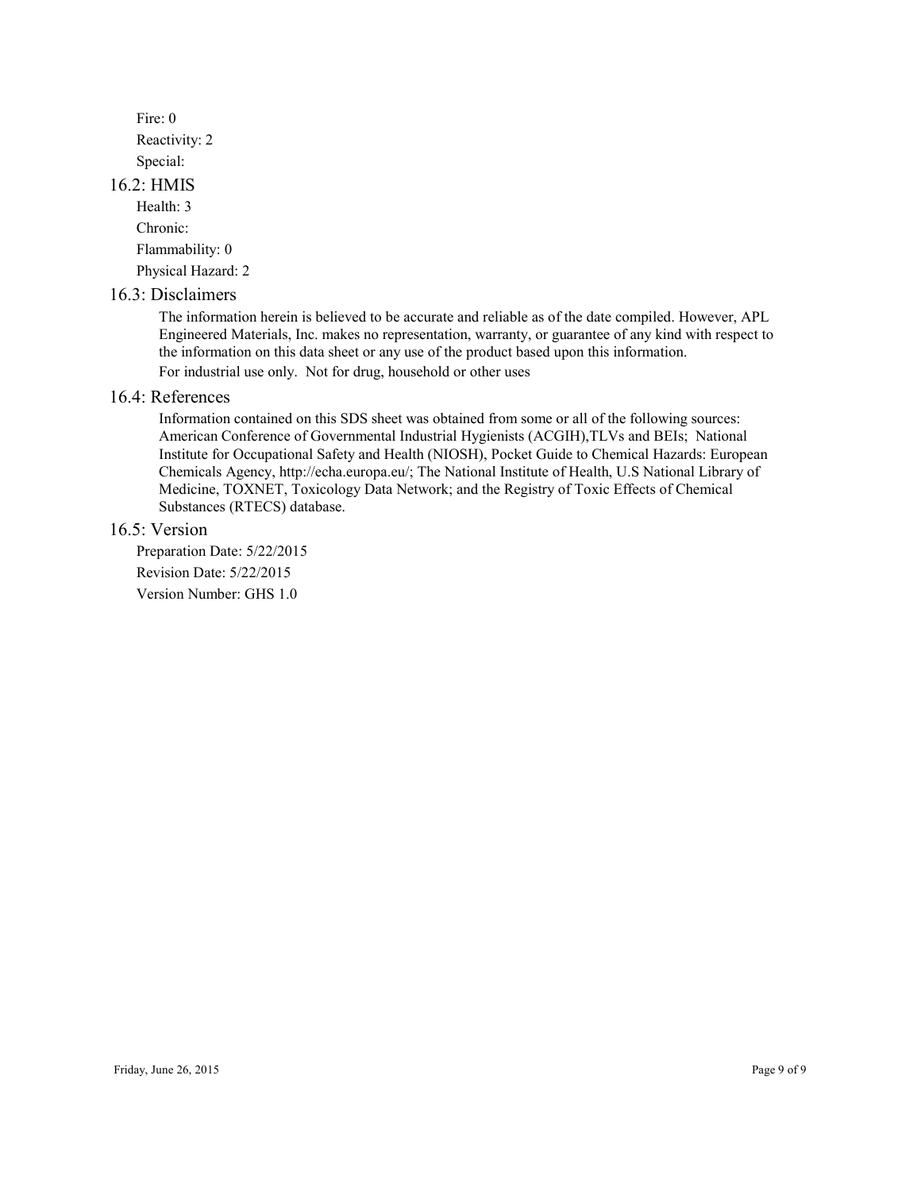Fire: 0

Reactivity: 2

Special:

## 16.2: HMIS

Health: 3

Chronic:

Flammability: 0

Physical Hazard: 2

## 16.3: Disclaimers

The information herein is believed to be accurate and reliable as of the date compiled. However, APL Engineered Materials, Inc. makes no representation, warranty, or guarantee of any kind with respect to the information on this data sheet or any use of the product based upon this information.

For industrial use only. Not for drug, household or other uses

## 16.4: References

Information contained on this SDS sheet was obtained from some or all of the following sources: American Conference of Governmental Industrial Hygienists (ACGIH),TLVs and BEIs; National Institute for Occupational Safety and Health (NIOSH), Pocket Guide to Chemical Hazards: European Chemicals Agency, http://echa.europa.eu/; The National Institute of Health, U.S National Library of Medicine, TOXNET, Toxicology Data Network; and the Registry of Toxic Effects of Chemical Substances (RTECS) database.

## 16.5: Version

Preparation Date: 5/22/2015

Revision Date: 5/22/2015

Version Number: GHS 1.0